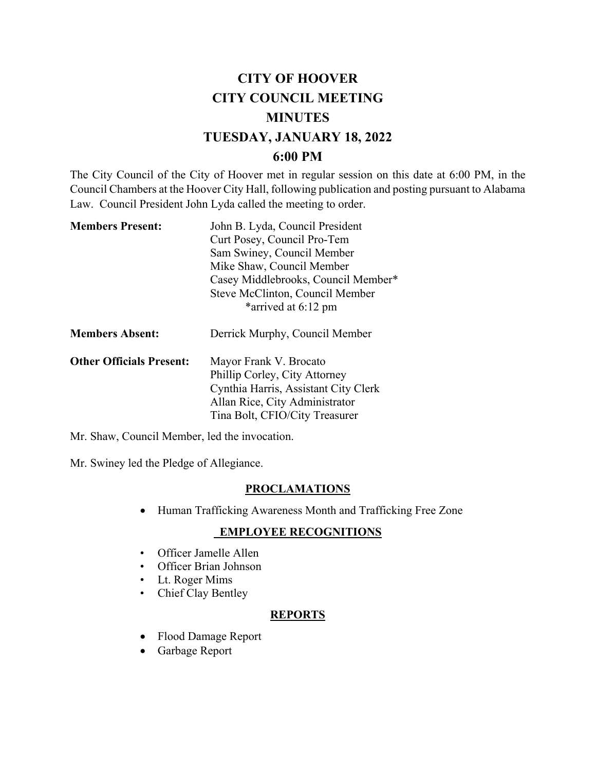# CITY OF HOOVER
# CITY COUNCIL MEETING
# MINUTES
# TUESDAY, JANUARY 18, 2022
# 6:00 PM

The City Council of the City of Hoover met in regular session on this date at 6:00 PM, in the Council Chambers at the Hoover City Hall, following publication and posting pursuant to Alabama Law. Council President John Lyda called the meeting to order.

| | |
|---|---|
| **Members Present:** | John B. Lyda, Council President<br>Curt Posey, Council Pro-Tem<br>Sam Swiney, Council Member<br>Mike Shaw, Council Member<br>Casey Middlebrooks, Council Member*<br>Steve McClinton, Council Member<br>*arrived at 6:12 pm |
| **Members Absent:** | Derrick Murphy, Council Member |
| **Other Officials Present:** | Mayor Frank V. Brocato<br>Phillip Corley, City Attorney<br>Cynthia Harris, Assistant City Clerk<br>Allan Rice, City Administrator<br>Tina Bolt, CFIO/City Treasurer |

Mr. Shaw, Council Member, led the invocation.

Mr. Swiney led the Pledge of Allegiance.

## PROCLAMATIONS

- Human Trafficking Awareness Month and Trafficking Free Zone

## EMPLOYEE RECOGNITIONS

- Officer Jamelle Allen
- Officer Brian Johnson
- Lt. Roger Mims
- Chief Clay Bentley

## REPORTS

- Flood Damage Report
- Garbage Report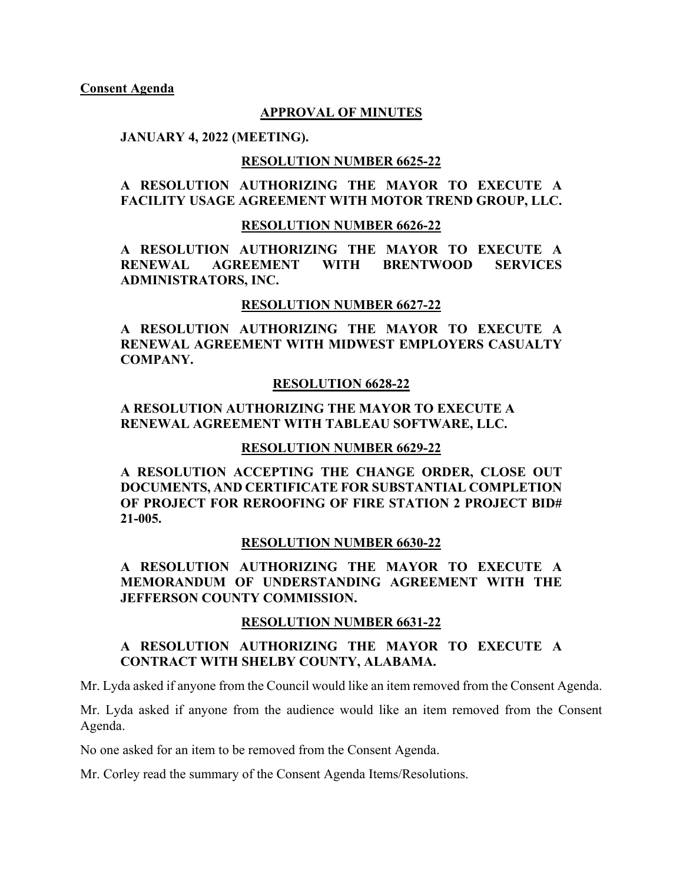**Consent Agenda**

**APPROVAL OF MINUTES**

**JANUARY 4, 2022 (MEETING).**

**RESOLUTION NUMBER 6625-22**

**A RESOLUTION AUTHORIZING THE MAYOR TO EXECUTE A FACILITY USAGE AGREEMENT WITH MOTOR TREND GROUP, LLC.**

**RESOLUTION NUMBER 6626-22**

**A RESOLUTION AUTHORIZING THE MAYOR TO EXECUTE A RENEWAL AGREEMENT WITH BRENTWOOD SERVICES ADMINISTRATORS, INC.**

**RESOLUTION NUMBER 6627-22**

**A RESOLUTION AUTHORIZING THE MAYOR TO EXECUTE A RENEWAL AGREEMENT WITH MIDWEST EMPLOYERS CASUALTY COMPANY.**

**RESOLUTION 6628-22**

**A RESOLUTION AUTHORIZING THE MAYOR TO EXECUTE A RENEWAL AGREEMENT WITH TABLEAU SOFTWARE, LLC.**

**RESOLUTION NUMBER 6629-22**

**A RESOLUTION ACCEPTING THE CHANGE ORDER, CLOSE OUT DOCUMENTS, AND CERTIFICATE FOR SUBSTANTIAL COMPLETION OF PROJECT FOR REROOFING OF FIRE STATION 2 PROJECT BID# 21-005.**

**RESOLUTION NUMBER 6630-22**

**A RESOLUTION AUTHORIZING THE MAYOR TO EXECUTE A MEMORANDUM OF UNDERSTANDING AGREEMENT WITH THE JEFFERSON COUNTY COMMISSION.**

**RESOLUTION NUMBER 6631-22**

**A RESOLUTION AUTHORIZING THE MAYOR TO EXECUTE A CONTRACT WITH SHELBY COUNTY, ALABAMA.**

Mr. Lyda asked if anyone from the Council would like an item removed from the Consent Agenda.

Mr. Lyda asked if anyone from the audience would like an item removed from the Consent Agenda.

No one asked for an item to be removed from the Consent Agenda.

Mr. Corley read the summary of the Consent Agenda Items/Resolutions.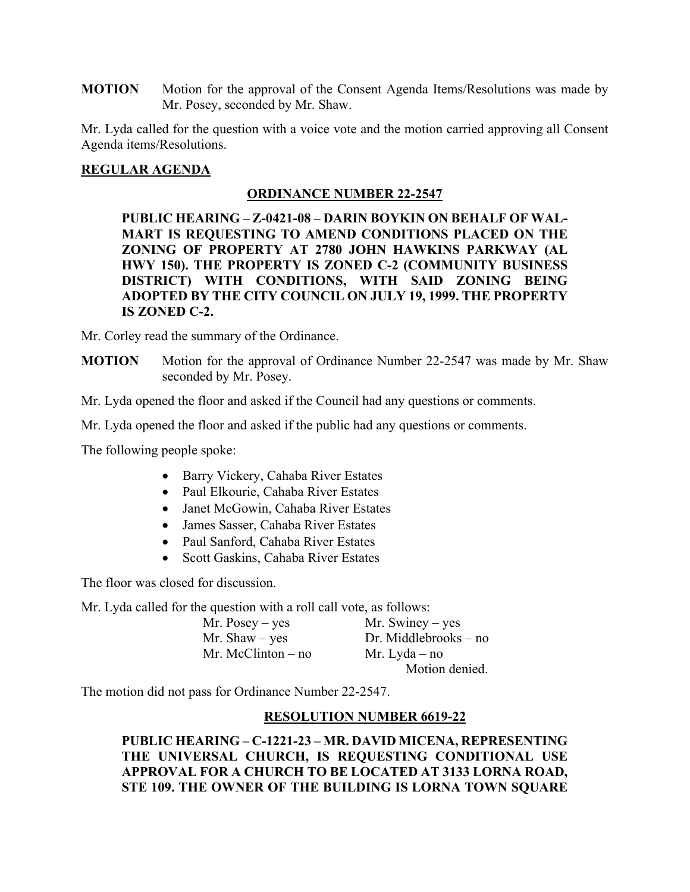**MOTION** Motion for the approval of the Consent Agenda Items/Resolutions was made by Mr. Posey, seconded by Mr. Shaw.

Mr. Lyda called for the question with a voice vote and the motion carried approving all Consent Agenda items/Resolutions.

## REGULAR AGENDA

### ORDINANCE NUMBER 22-2547

**PUBLIC HEARING – Z-0421-08 – DARIN BOYKIN ON BEHALF OF WAL-MART IS REQUESTING TO AMEND CONDITIONS PLACED ON THE ZONING OF PROPERTY AT 2780 JOHN HAWKINS PARKWAY (AL HWY 150). THE PROPERTY IS ZONED C-2 (COMMUNITY BUSINESS DISTRICT) WITH CONDITIONS, WITH SAID ZONING BEING ADOPTED BY THE CITY COUNCIL ON JULY 19, 1999. THE PROPERTY IS ZONED C-2.**

Mr. Corley read the summary of the Ordinance.

**MOTION** Motion for the approval of Ordinance Number 22-2547 was made by Mr. Shaw seconded by Mr. Posey.

Mr. Lyda opened the floor and asked if the Council had any questions or comments.

Mr. Lyda opened the floor and asked if the public had any questions or comments.

The following people spoke:

- Barry Vickery, Cahaba River Estates
- Paul Elkourie, Cahaba River Estates
- Janet McGowin, Cahaba River Estates
- James Sasser, Cahaba River Estates
- Paul Sanford, Cahaba River Estates
- Scott Gaskins, Cahaba River Estates

The floor was closed for discussion.

Mr. Lyda called for the question with a roll call vote, as follows:

Mr. Posey – yes
Mr. Swiney – yes
Mr. Shaw – yes
Dr. Middlebrooks – no
Mr. McClinton – no
Mr. Lyda – no

Motion denied.

The motion did not pass for Ordinance Number 22-2547.

### RESOLUTION NUMBER 6619-22

**PUBLIC HEARING – C-1221-23 – MR. DAVID MICENA, REPRESENTING THE UNIVERSAL CHURCH, IS REQUESTING CONDITIONAL USE APPROVAL FOR A CHURCH TO BE LOCATED AT 3133 LORNA ROAD, STE 109. THE OWNER OF THE BUILDING IS LORNA TOWN SQUARE**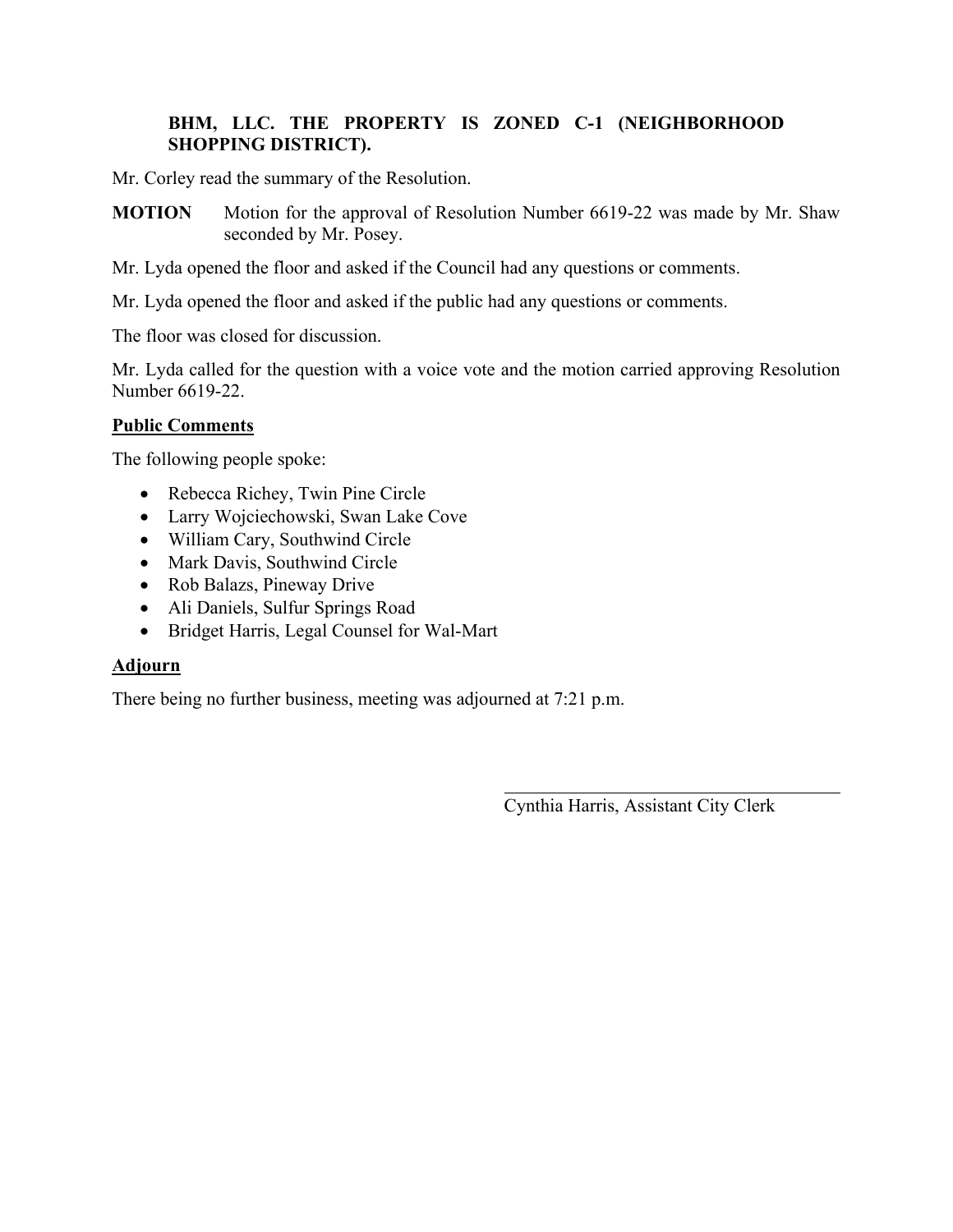**BHM, LLC. THE PROPERTY IS ZONED C-1 (NEIGHBORHOOD SHOPPING DISTRICT).**

Mr. Corley read the summary of the Resolution.

**MOTION** Motion for the approval of Resolution Number 6619-22 was made by Mr. Shaw seconded by Mr. Posey.

Mr. Lyda opened the floor and asked if the Council had any questions or comments.

Mr. Lyda opened the floor and asked if the public had any questions or comments.

The floor was closed for discussion.

Mr. Lyda called for the question with a voice vote and the motion carried approving Resolution Number 6619-22.

## Public Comments

The following people spoke:

- Rebecca Richey, Twin Pine Circle
- Larry Wojciechowski, Swan Lake Cove
- William Cary, Southwind Circle
- Mark Davis, Southwind Circle
- Rob Balazs, Pineway Drive
- Ali Daniels, Sulfur Springs Road
- Bridget Harris, Legal Counsel for Wal-Mart

## Adjourn

There being no further business, meeting was adjourned at 7:21 p.m.

Cynthia Harris, Assistant City Clerk